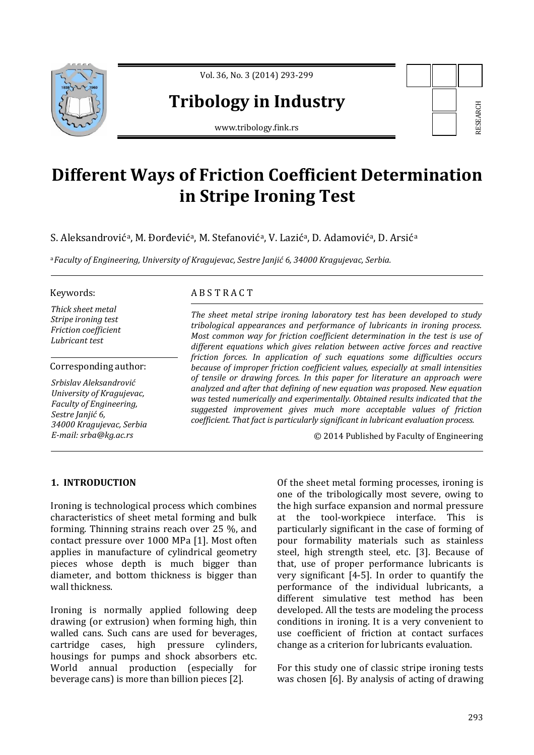**Tribology in Industry**

www.tribology.fink.rs

RESEARCH

# Different Ways of Friction Coefficient Determination in Stripe Ironing Test

S. Aleksandrović[a], M. Đorđević[a], M. Stefanović[a], V. Lazić[a], D. Adamović[a], D. Arsić[a]

[a] *Faculty of Engineering, University of Kragujevac, Sestre Janjić 6, 34000 Kragujevac, Serbia.*

**Keywords:**

*Thick sheet metal*
*Stripe ironing test*
*Friction coefficient*
*Lubricant test*

**Corresponding author:**

*Srbislav Aleksandrović*
*University of Kragujevac,*
*Faculty of Engineering,*
*Sestre Janjić 6,*
*34000 Kragujevac, Serbia*
*E-mail: srba@kg.ac.rs*

**A B S T R A C T**

*The sheet metal stripe ironing laboratory test has been developed to study tribological appearances and performance of lubricants in ironing process. Most common way for friction coefficient determination in the test is use of different equations which gives relation between active forces and reactive friction forces. In application of such equations some difficulties occurs because of improper friction coefficient values, especially at small intensities of tensile or drawing forces. In this paper for literature an approach were analyzed and after that defining of new equation was proposed. New equation was tested numerically and experimentally. Obtained results indicated that the suggested improvement gives much more acceptable values of friction coefficient. That fact is particularly significant in lubricant evaluation process.*

© 2014 Published by Faculty of Engineering

## 1. INTRODUCTION

Ironing is technological process which combines characteristics of sheet metal forming and bulk forming. Thinning strains reach over 25 %, and contact pressure over 1000 MPa [1]. Most often applies in manufacture of cylindrical geometry pieces whose depth is much bigger than diameter, and bottom thickness is bigger than wall thickness.

Ironing is normally applied following deep drawing (or extrusion) when forming high, thin walled cans. Such cans are used for beverages, cartridge cases, high pressure cylinders, housings for pumps and shock absorbers etc. World annual production (especially for beverage cans) is more than billion pieces [2].

Of the sheet metal forming processes, ironing is one of the tribologically most severe, owing to the high surface expansion and normal pressure at the tool-workpiece interface. This is particularly significant in the case of forming of pour formability materials such as stainless steel, high strength steel, etc. [3]. Because of that, use of proper performance lubricants is very significant [4-5]. In order to quantify the performance of the individual lubricants, a different simulative test method has been developed. All the tests are modeling the process conditions in ironing. It is a very convenient to use coefficient of friction at contact surfaces change as a criterion for lubricants evaluation.

For this study one of classic stripe ironing tests was chosen [6]. By analysis of acting of drawing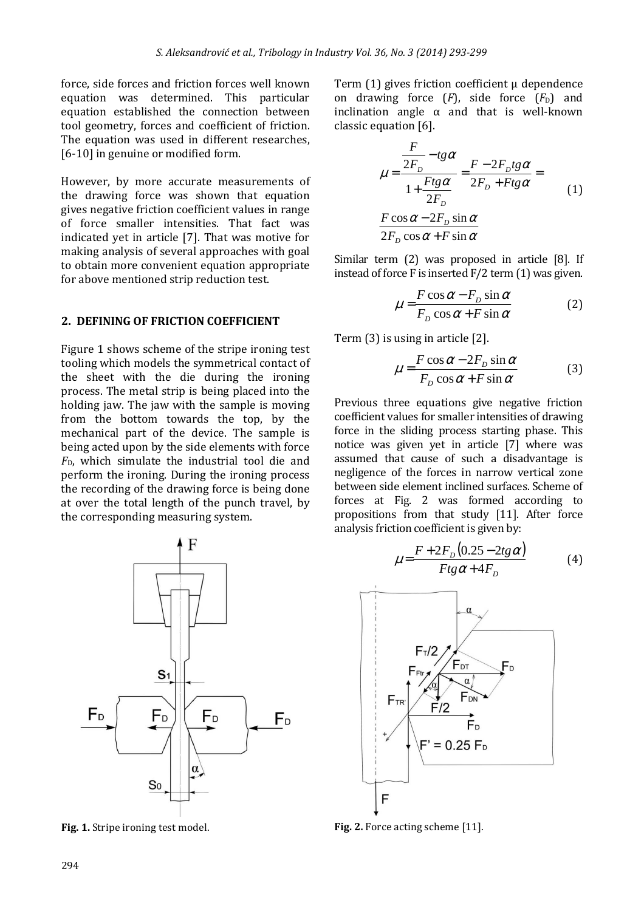force, side forces and friction forces well known equation was determined. This particular equation established the connection between tool geometry, forces and coefficient of friction. The equation was used in different researches, [6-10] in genuine or modified form.

However, by more accurate measurements of the drawing force was shown that equation gives negative friction coefficient values in range of force smaller intensities. That fact was indicated yet in article [7]. That was motive for making analysis of several approaches with goal to obtain more convenient equation appropriate for above mentioned strip reduction test.

## 2. DEFINING OF FRICTION COEFFICIENT

Figure 1 shows scheme of the stripe ironing test tooling which models the symmetrical contact of the sheet with the die during the ironing process. The metal strip is being placed into the holding jaw. The jaw with the sample is moving from the bottom towards the top, by the mechanical part of the device. The sample is being acted upon by the side elements with force $F_D$, which simulate the industrial tool die and perform the ironing. During the ironing process the recording of the drawing force is being done at over the total length of the punch travel, by the corresponding measuring system.

**Fig. 1.** Stripe ironing test model.

Term (1) gives friction coefficient μ dependence on drawing force ($F$), side force ($F_D$) and inclination angle α and that is well-known classic equation [6].

$$\mu = \frac{\dfrac{F}{2F_D} - tg\alpha}{1 + \dfrac{Ftg\alpha}{2F_D}} = \frac{F - 2F_D tg\alpha}{2F_D + Ftg\alpha} = \frac{F\cos\alpha - 2F_D \sin\alpha}{2F_D \cos\alpha + F\sin\alpha} \tag{1}$$

Similar term (2) was proposed in article [8]. If instead of force F is inserted F/2 term (1) was given.

$$\mu = \frac{F\cos\alpha - F_D \sin\alpha}{F_D \cos\alpha + F\sin\alpha} \tag{2}$$

Term (3) is using in article [2].

$$\mu = \frac{F\cos\alpha - 2F_D \sin\alpha}{F_D \cos\alpha + F\sin\alpha} \tag{3}$$

Previous three equations give negative friction coefficient values for smaller intensities of drawing force in the sliding process starting phase. This notice was given yet in article [7] where was assumed that cause of such a disadvantage is negligence of the forces in narrow vertical zone between side element inclined surfaces. Scheme of forces at Fig. 2 was formed according to propositions from that study [11]. After force analysis friction coefficient is given by:

$$\mu = \frac{F + 2F_D(0.25 - 2tg\alpha)}{Ftg\alpha + 4F_D} \tag{4}$$

**Fig. 2.** Force acting scheme [11].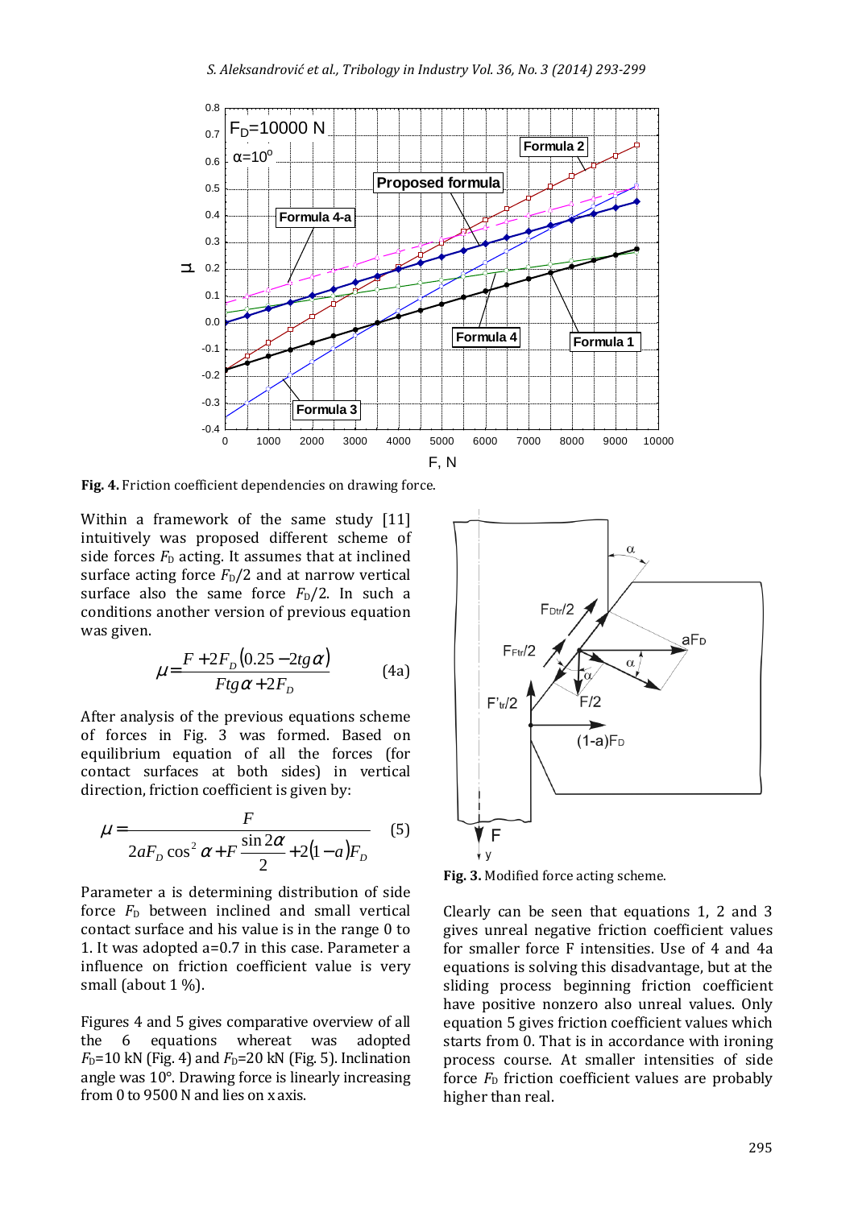**Fig. 4.** Friction coefficient dependencies on drawing force.

Within a framework of the same study [11] intuitively was proposed different scheme of side forces $F_D$ acting. It assumes that at inclined surface acting force $F_D/2$ and at narrow vertical surface also the same force $F_D/2$. In such a conditions another version of previous equation was given.

$$\mu = \frac{F + 2F_D(0.25 - 2tg\alpha)}{Ftg\alpha + 2F_D} \tag{4a}$$

After analysis of the previous equations scheme of forces in Fig. 3 was formed. Based on equilibrium equation of all the forces (for contact surfaces at both sides) in vertical direction, friction coefficient is given by:

$$\mu = \frac{F}{2aF_D\cos^2\alpha + F\dfrac{\sin 2\alpha}{2} + 2(1-a)F_D} \tag{5}$$

Parameter a is determining distribution of side force $F_D$ between inclined and small vertical contact surface and his value is in the range 0 to 1. It was adopted a=0.7 in this case. Parameter a influence on friction coefficient value is very small (about 1 %).

Figures 4 and 5 gives comparative overview of all the 6 equations whereat was adopted $F_D$=10 kN (Fig. 4) and $F_D$=20 kN (Fig. 5). Inclination angle was 10°. Drawing force is linearly increasing from 0 to 9500 N and lies on x axis.

**Fig. 3.** Modified force acting scheme.

Clearly can be seen that equations 1, 2 and 3 gives unreal negative friction coefficient values for smaller force F intensities. Use of 4 and 4a equations is solving this disadvantage, but at the sliding process beginning friction coefficient have positive nonzero also unreal values. Only equation 5 gives friction coefficient values which starts from 0. That is in accordance with ironing process course. At smaller intensities of side force $F_D$ friction coefficient values are probably higher than real.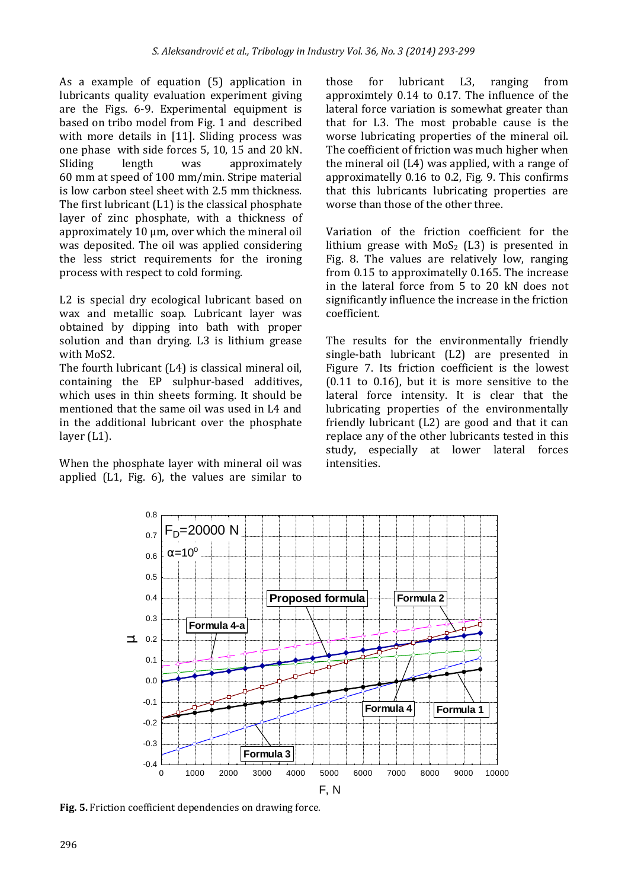As a example of equation (5) application in lubricants quality evaluation experiment giving are the Figs. 6-9. Experimental equipment is based on tribo model from Fig. 1 and described with more details in [11]. Sliding process was one phase with side forces 5, 10, 15 and 20 kN. Sliding length was approximately 60 mm at speed of 100 mm/min. Stripe material is low carbon steel sheet with 2.5 mm thickness. The first lubricant (L1) is the classical phosphate layer of zinc phosphate, with a thickness of approximately 10 μm, over which the mineral oil was deposited. The oil was applied considering the less strict requirements for the ironing process with respect to cold forming.

L2 is special dry ecological lubricant based on wax and metallic soap. Lubricant layer was obtained by dipping into bath with proper solution and than drying. L3 is lithium grease with MoS2.

The fourth lubricant (L4) is classical mineral oil, containing the EP sulphur-based additives, which uses in thin sheets forming. It should be mentioned that the same oil was used in L4 and in the additional lubricant over the phosphate layer (L1).

When the phosphate layer with mineral oil was applied (L1, Fig. 6), the values are similar to those for lubricant L3, ranging from approximtely 0.14 to 0.17. The influence of the lateral force variation is somewhat greater than that for L3. The most probable cause is the worse lubricating properties of the mineral oil. The coefficient of friction was much higher when the mineral oil (L4) was applied, with a range of approximatelly 0.16 to 0.2, Fig. 9. This confirms that this lubricants lubricating properties are worse than those of the other three.

Variation of the friction coefficient for the lithium grease with $MoS_2$ (L3) is presented in Fig. 8. The values are relatively low, ranging from 0.15 to approximatelly 0.165. The increase in the lateral force from 5 to 20 kN does not significantly influence the increase in the friction coefficient.

The results for the environmentally friendly single-bath lubricant (L2) are presented in Figure 7. Its friction coefficient is the lowest (0.11 to 0.16), but it is more sensitive to the lateral force intensity. It is clear that the lubricating properties of the environmentally friendly lubricant (L2) are good and that it can replace any of the other lubricants tested in this study, especially at lower lateral forces intensities.

**Fig. 5.** Friction coefficient dependencies on drawing force.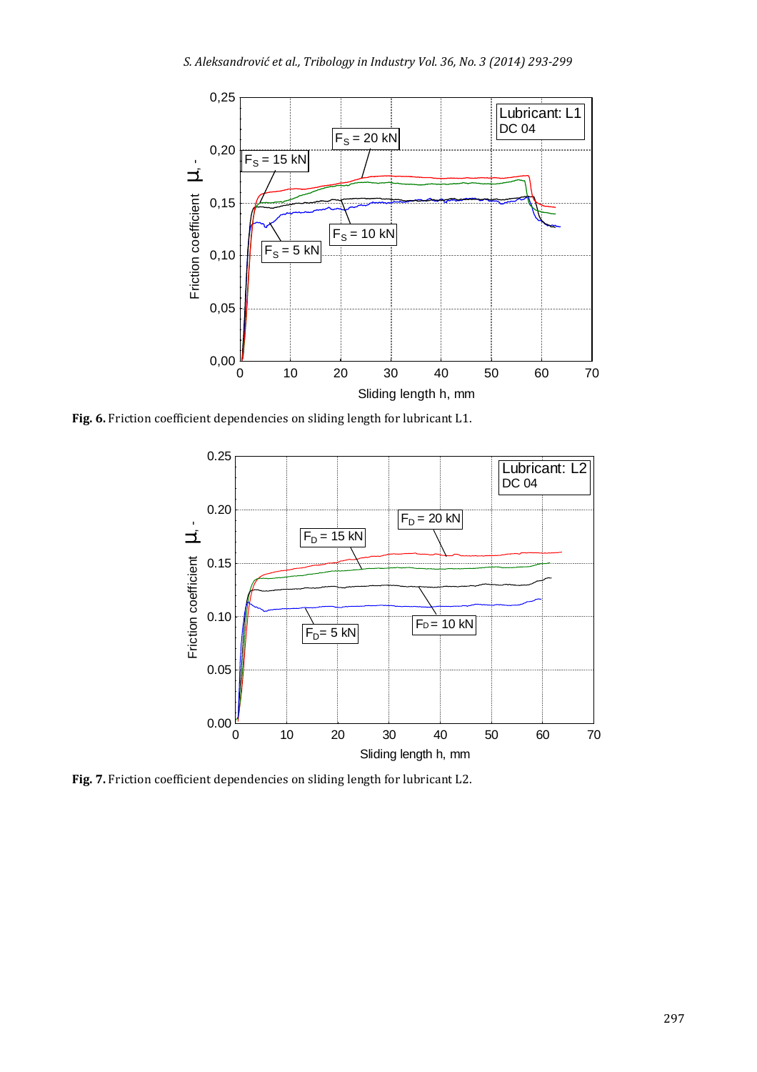**Fig. 6.** Friction coefficient dependencies on sliding length for lubricant L1.

**Fig. 7.** Friction coefficient dependencies on sliding length for lubricant L2.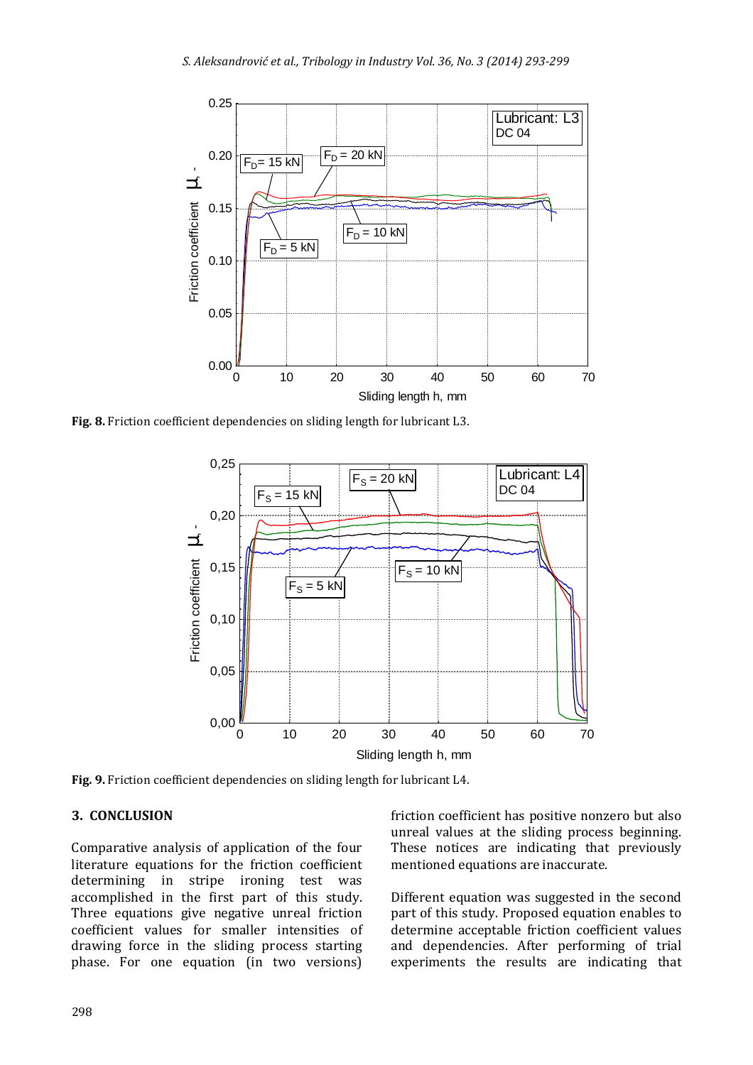**Fig. 8.** Friction coefficient dependencies on sliding length for lubricant L3.

**Fig. 9.** Friction coefficient dependencies on sliding length for lubricant L4.

## 3. CONCLUSION

Comparative analysis of application of the four literature equations for the friction coefficient determining in stripe ironing test was accomplished in the first part of this study. Three equations give negative unreal friction coefficient values for smaller intensities of drawing force in the sliding process starting phase. For one equation (in two versions) friction coefficient has positive nonzero but also unreal values at the sliding process beginning. These notices are indicating that previously mentioned equations are inaccurate.

Different equation was suggested in the second part of this study. Proposed equation enables to determine acceptable friction coefficient values and dependencies. After performing of trial experiments the results are indicating that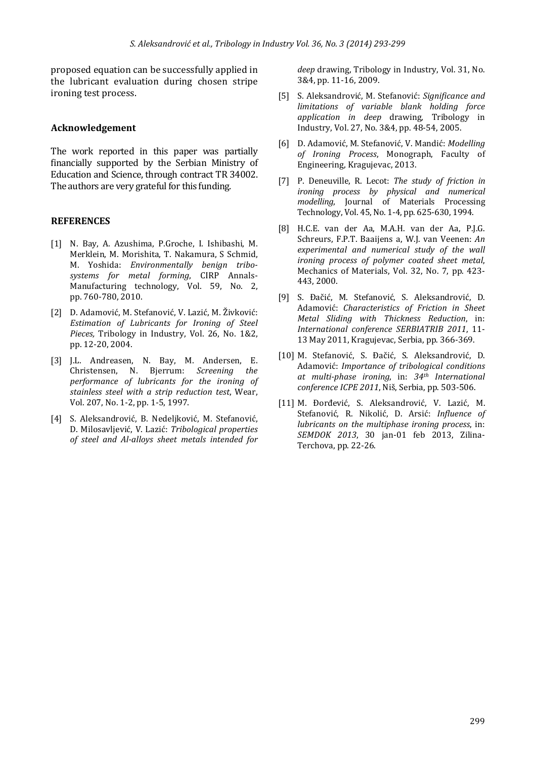proposed equation can be successfully applied in the lubricant evaluation during chosen stripe ironing test process.

## Acknowledgement

The work reported in this paper was partially financially supported by the Serbian Ministry of Education and Science, through contract TR 34002. The authors are very grateful for this funding.

## REFERENCES

[1] N. Bay, A. Azushima, P.Groche, I. Ishibashi, M. Merklein, M. Morishita, T. Nakamura, S Schmid, M. Yoshida: *Environmentally benign tribo-systems for metal forming*, CIRP Annals-Manufacturing technology, Vol. 59, No. 2, pp. 760-780, 2010.

[2] D. Adamović, M. Stefanović, V. Lazić, M. Živković: *Estimation of Lubricants for Ironing of Steel Pieces,* Tribology in Industry, Vol. 26, No. 1&2, pp. 12-20, 2004.

[3] J.L. Andreasen, N. Bay, M. Andersen, E. Christensen, N. Bjerrum: *Screening the performance of lubricants for the ironing of stainless steel with a strip reduction test*, Wear, Vol. 207, No. 1-2, pp. 1-5, 1997.

[4] S. Aleksandrović, B. Nedeljković, M. Stefanović, D. Milosavljević, V. Lazić: *Tribological properties of steel and Al-alloys sheet metals intended for deep* drawing, Tribology in Industry, Vol. 31, No. 3&4, pp. 11-16, 2009.

[5] S. Aleksandrović, M. Stefanović: *Significance and limitations of variable blank holding force application in deep* drawing, Tribology in Industry, Vol. 27, No. 3&4, pp. 48-54, 2005.

[6] D. Adamović, M. Stefanović, V. Mandić: *Modelling of Ironing Process*, Monograph, Faculty of Engineering, Kragujevac, 2013.

[7] P. Deneuville, R. Lecot: *The study of friction in ironing process by physical and numerical modelling*, Journal of Materials Processing Technology, Vol. 45, No. 1-4, pp. 625-630, 1994.

[8] H.C.E. van der Aa, M.A.H. van der Aa, P.J.G. Schreurs, F.P.T. Baaijens a, W.J. van Veenen: *An experimental and numerical study of the wall ironing process of polymer coated sheet metal*, Mechanics of Materials, Vol. 32, No. 7, pp. 423-443, 2000.

[9] S. Đačić, M. Stefanović, S. Aleksandrović, D. Adamović: *Characteristics of Friction in Sheet Metal Sliding with Thickness Reduction*, in: *International conference SERBIATRIB 2011*, 11-13 May 2011, Kragujevac, Serbia, pp. 366-369.

[10] M. Stefanović, S. Đačić, S. Aleksandrović, D. Adamović: *Importance of tribological conditions at multi-phase ironing*, in: *34th International conference ICPE 2011*, Niš, Serbia, pp. 503-506.

[11] M. Đorđević, S. Aleksandrović, V. Lazić, M. Stefanović, R. Nikolić, D. Arsić: *Influence of lubricants on the multiphase ironing process*, in: *SEMDOK 2013*, 30 jan-01 feb 2013, Zilina-Terchova, pp. 22-26.